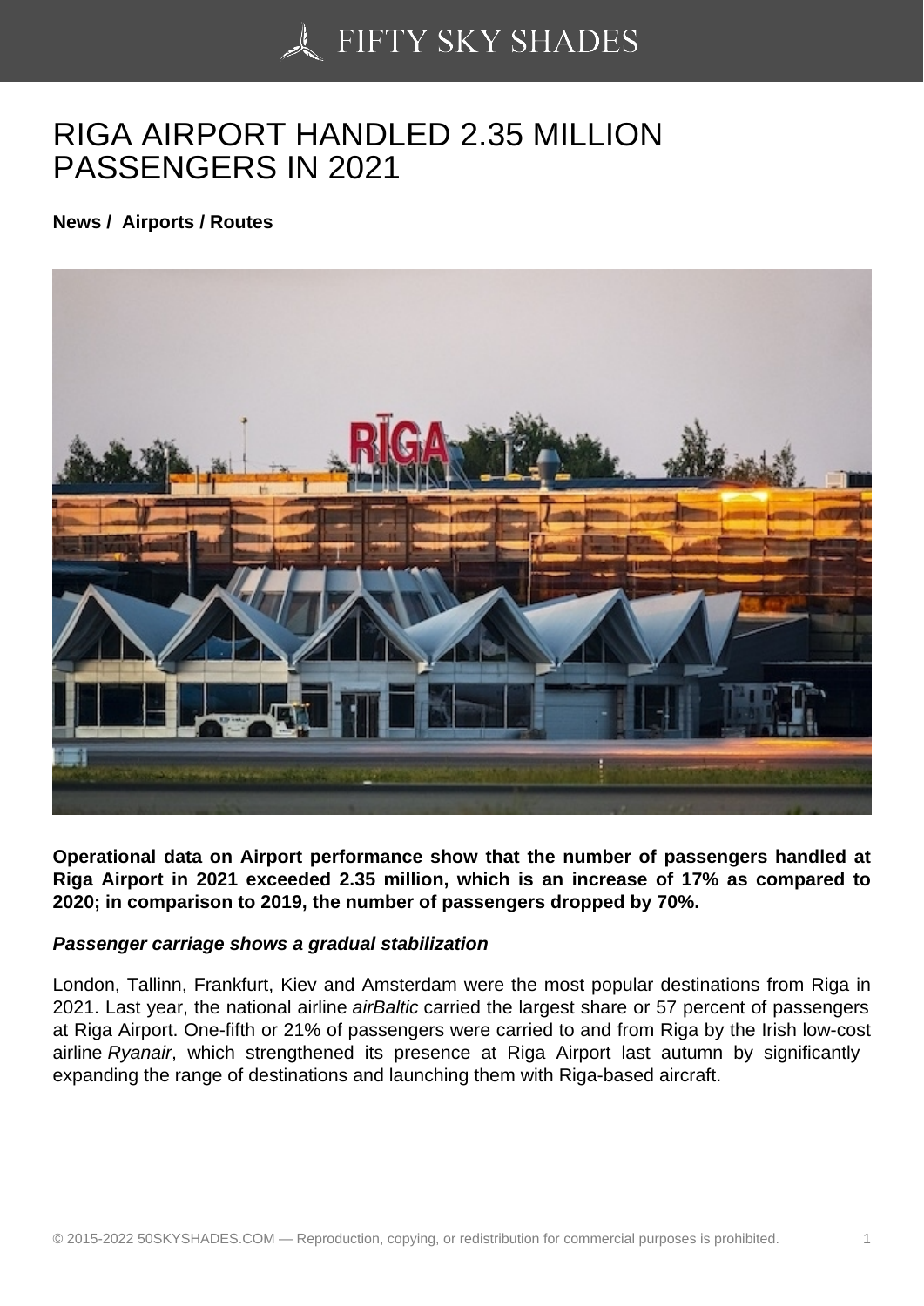# RIGA AIRPORT HANDLED 2.35 MILLION PASSENGERS IN 2021

**News / Airports / Routes**

**Operational data on Airport performance show that the number of passengers handled at Riga Airport in 2021 exceeded 2.35 million, which is an increase of 17% as compared to 2020; in comparison to 2019, the number of passengers dropped by 70%.**

***Passenger carriage shows a gradual stabilization***

London, Tallinn, Frankfurt, Kiev and Amsterdam were the most popular destinations from Riga in 2021. Last year, the national airline *airBaltic* carried the largest share or 57 percent of passengers at Riga Airport. One-fifth or 21% of passengers were carried to and from Riga by the Irish low-cost airline *Ryanair*, which strengthened its presence at Riga Airport last autumn by significantly expanding the range of destinations and launching them with Riga-based aircraft.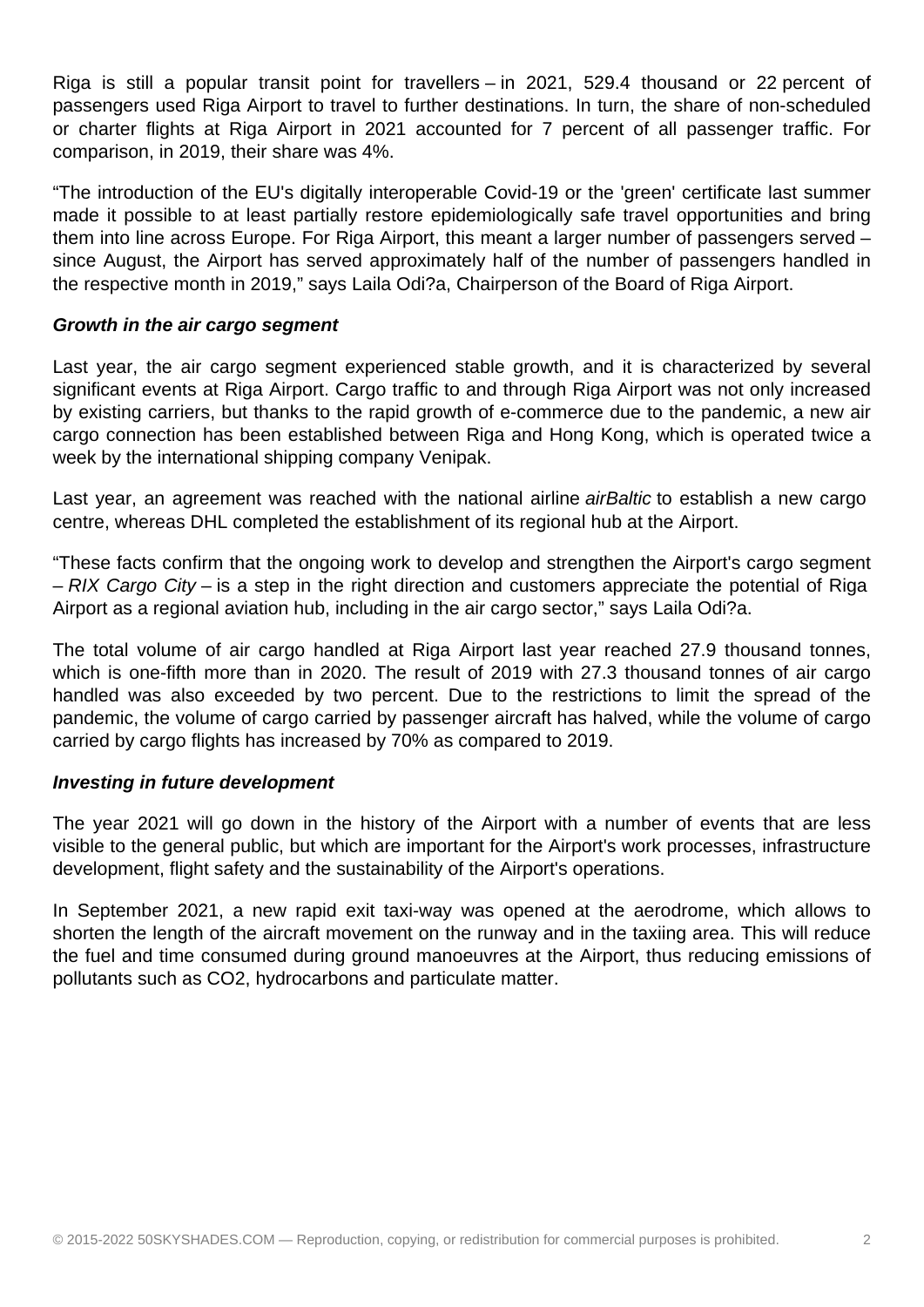Riga is still a popular transit point for travellers – in 2021, 529.4 thousand or 22 percent of passengers used Riga Airport to travel to further destinations. In turn, the share of non-scheduled or charter flights at Riga Airport in 2021 accounted for 7 percent of all passenger traffic. For comparison, in 2019, their share was 4%.

“The introduction of the EU's digitally interoperable Covid-19 or the 'green' certificate last summer made it possible to at least partially restore epidemiologically safe travel opportunities and bring them into line across Europe. For Riga Airport, this meant a larger number of passengers served – since August, the Airport has served approximately half of the number of passengers handled in the respective month in 2019,” says Laila Odi?a, Chairperson of the Board of Riga Airport.

### *Growth in the air cargo segment*

Last year, the air cargo segment experienced stable growth, and it is characterized by several significant events at Riga Airport. Cargo traffic to and through Riga Airport was not only increased by existing carriers, but thanks to the rapid growth of e-commerce due to the pandemic, a new air cargo connection has been established between Riga and Hong Kong, which is operated twice a week by the international shipping company Venipak.

Last year, an agreement was reached with the national airline *airBaltic* to establish a new cargo centre, whereas DHL completed the establishment of its regional hub at the Airport.

“These facts confirm that the ongoing work to develop and strengthen the Airport's cargo segment – *RIX Cargo City* – is a step in the right direction and customers appreciate the potential of Riga Airport as a regional aviation hub, including in the air cargo sector,” says Laila Odi?a.

The total volume of air cargo handled at Riga Airport last year reached 27.9 thousand tonnes, which is one-fifth more than in 2020. The result of 2019 with 27.3 thousand tonnes of air cargo handled was also exceeded by two percent. Due to the restrictions to limit the spread of the pandemic, the volume of cargo carried by passenger aircraft has halved, while the volume of cargo carried by cargo flights has increased by 70% as compared to 2019.

### *Investing in future development*

The year 2021 will go down in the history of the Airport with a number of events that are less visible to the general public, but which are important for the Airport's work processes, infrastructure development, flight safety and the sustainability of the Airport's operations.

In September 2021, a new rapid exit taxi-way was opened at the aerodrome, which allows to shorten the length of the aircraft movement on the runway and in the taxiing area. This will reduce the fuel and time consumed during ground manoeuvres at the Airport, thus reducing emissions of pollutants such as $CO_2$, hydrocarbons and particulate matter.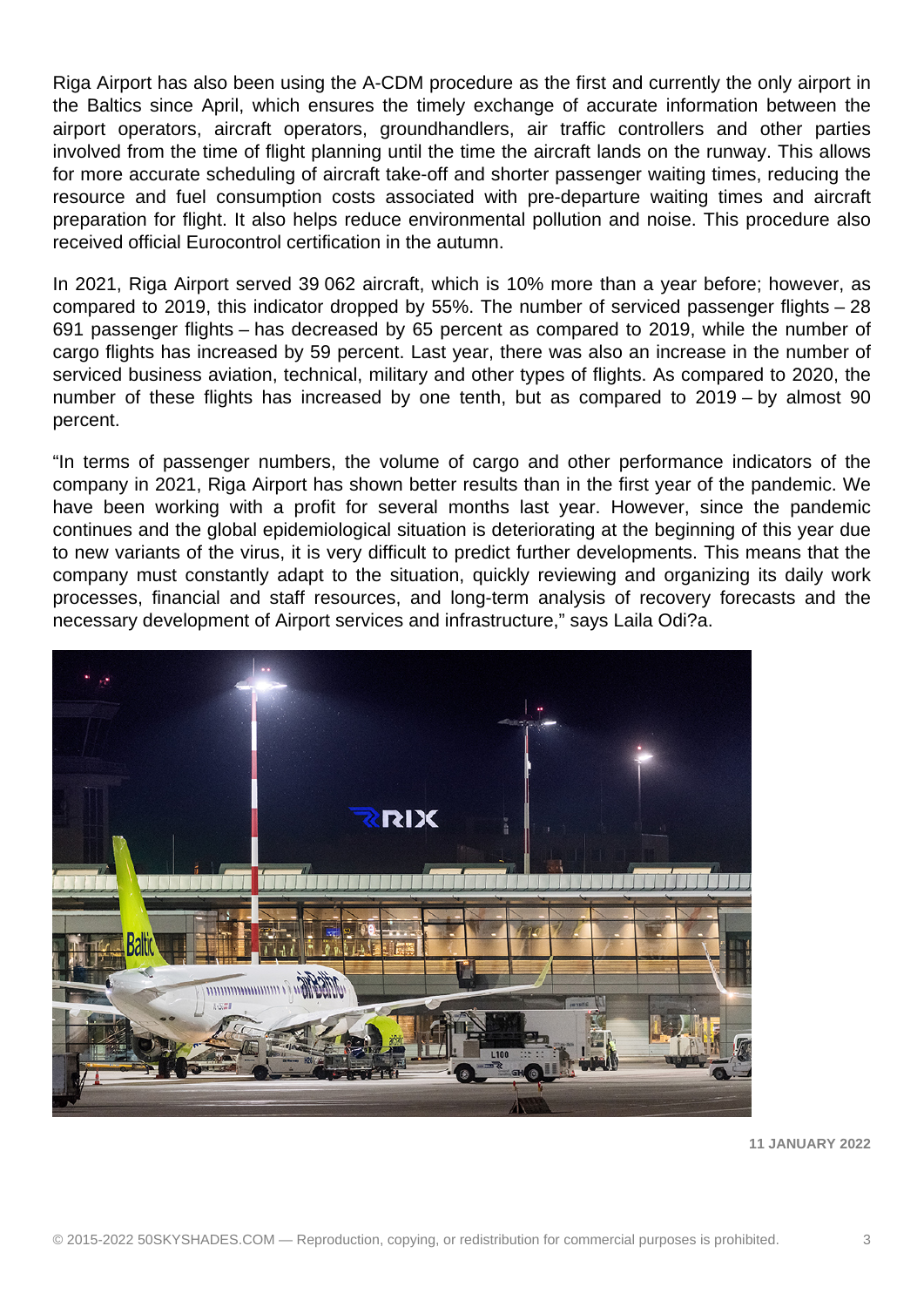Riga Airport has also been using the A-CDM procedure as the first and currently the only airport in the Baltics since April, which ensures the timely exchange of accurate information between the airport operators, aircraft operators, groundhandlers, air traffic controllers and other parties involved from the time of flight planning until the time the aircraft lands on the runway. This allows for more accurate scheduling of aircraft take-off and shorter passenger waiting times, reducing the resource and fuel consumption costs associated with pre-departure waiting times and aircraft preparation for flight. It also helps reduce environmental pollution and noise. This procedure also received official Eurocontrol certification in the autumn.

In 2021, Riga Airport served 39 062 aircraft, which is 10% more than a year before; however, as compared to 2019, this indicator dropped by 55%. The number of serviced passenger flights – 28 691 passenger flights – has decreased by 65 percent as compared to 2019, while the number of cargo flights has increased by 59 percent. Last year, there was also an increase in the number of serviced business aviation, technical, military and other types of flights. As compared to 2020, the number of these flights has increased by one tenth, but as compared to 2019 – by almost 90 percent.

"In terms of passenger numbers, the volume of cargo and other performance indicators of the company in 2021, Riga Airport has shown better results than in the first year of the pandemic. We have been working with a profit for several months last year. However, since the pandemic continues and the global epidemiological situation is deteriorating at the beginning of this year due to new variants of the virus, it is very difficult to predict further developments. This means that the company must constantly adapt to the situation, quickly reviewing and organizing its daily work processes, financial and staff resources, and long-term analysis of recovery forecasts and the necessary development of Airport services and infrastructure," says Laila Odi?a.

**11 JANUARY 2022**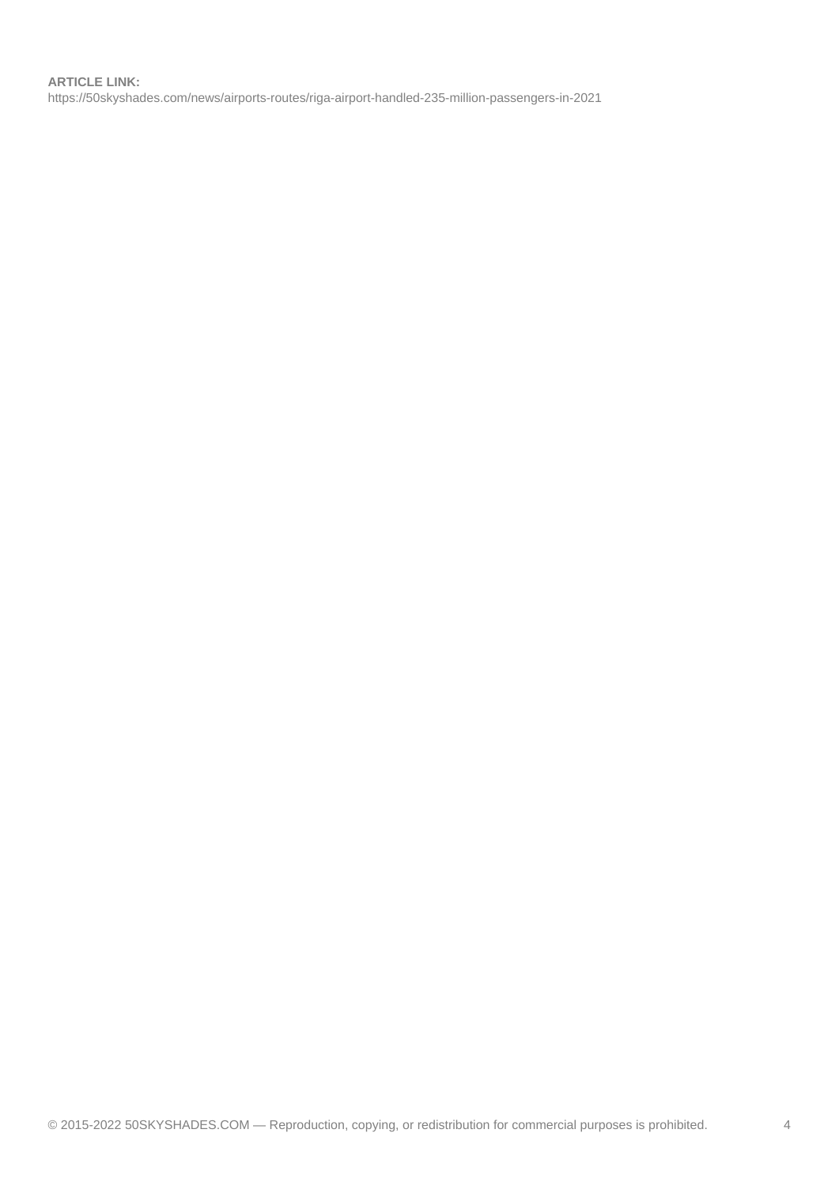**ARTICLE LINK:**
https://50skyshades.com/news/airports-routes/riga-airport-handled-235-million-passengers-in-2021